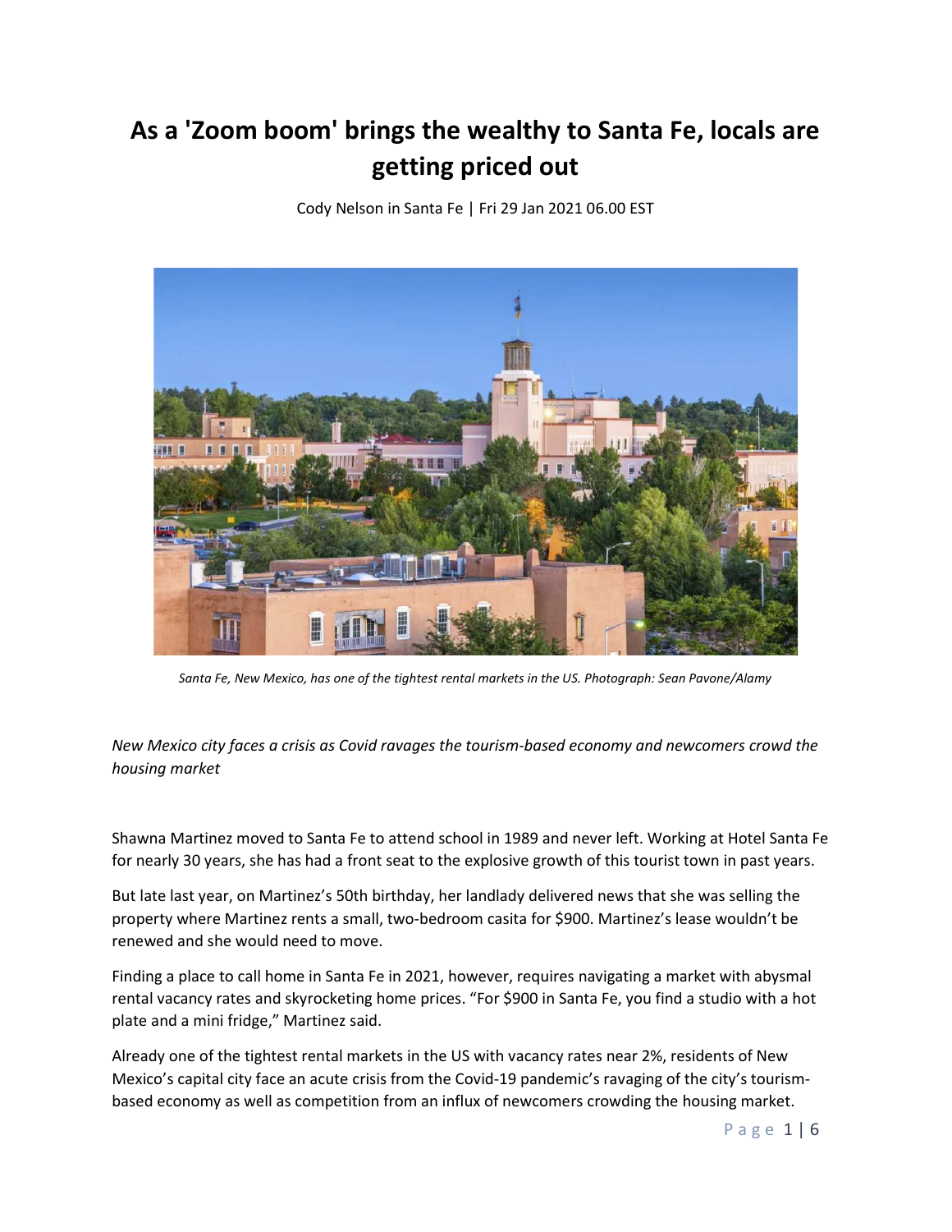# As a 'Zoom boom' brings the wealthy to Santa Fe, locals are getting priced out

Cody Nelson in Santa Fe | Fri 29 Jan 2021 06.00 EST

*Santa Fe, New Mexico, has one of the tightest rental markets in the US. Photograph: Sean Pavone/Alamy*

*New Mexico city faces a crisis as Covid ravages the tourism-based economy and newcomers crowd the housing market*

Shawna Martinez moved to Santa Fe to attend school in 1989 and never left. Working at Hotel Santa Fe for nearly 30 years, she has had a front seat to the explosive growth of this tourist town in past years.

But late last year, on Martinez's 50th birthday, her landlady delivered news that she was selling the property where Martinez rents a small, two-bedroom casita for $900. Martinez's lease wouldn't be renewed and she would need to move.

Finding a place to call home in Santa Fe in 2021, however, requires navigating a market with abysmal rental vacancy rates and skyrocketing home prices. "For $900 in Santa Fe, you find a studio with a hot plate and a mini fridge," Martinez said.

Already one of the tightest rental markets in the US with vacancy rates near 2%, residents of New Mexico's capital city face an acute crisis from the Covid-19 pandemic's ravaging of the city's tourism-based economy as well as competition from an influx of newcomers crowding the housing market.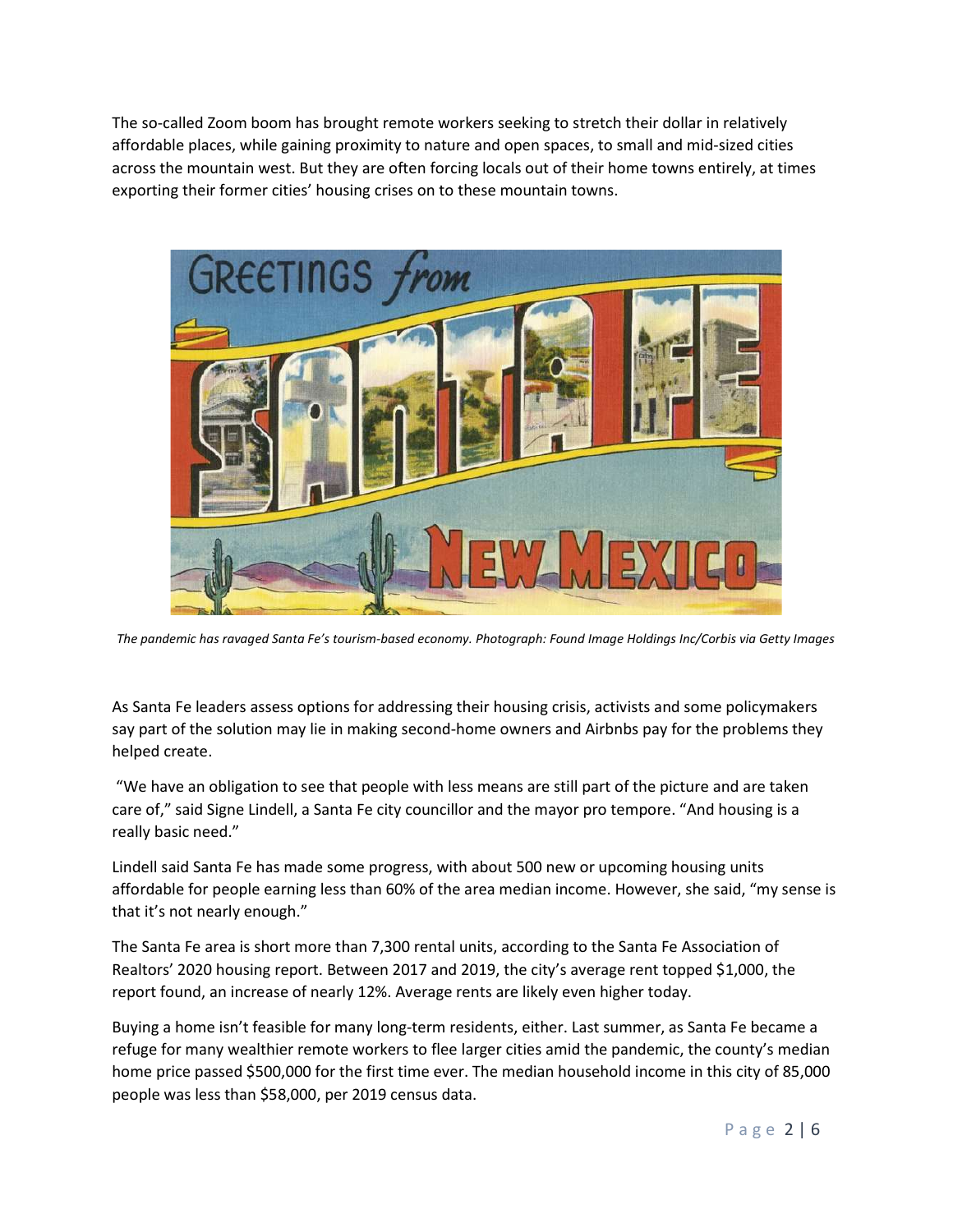The so-called Zoom boom has brought remote workers seeking to stretch their dollar in relatively affordable places, while gaining proximity to nature and open spaces, to small and mid-sized cities across the mountain west. But they are often forcing locals out of their home towns entirely, at times exporting their former cities' housing crises on to these mountain towns.

*The pandemic has ravaged Santa Fe's tourism-based economy. Photograph: Found Image Holdings Inc/Corbis via Getty Images*

As Santa Fe leaders assess options for addressing their housing crisis, activists and some policymakers say part of the solution may lie in making second-home owners and Airbnbs pay for the problems they helped create.

"We have an obligation to see that people with less means are still part of the picture and are taken care of," said Signe Lindell, a Santa Fe city councillor and the mayor pro tempore. "And housing is a really basic need."

Lindell said Santa Fe has made some progress, with about 500 new or upcoming housing units affordable for people earning less than 60% of the area median income. However, she said, "my sense is that it's not nearly enough."

The Santa Fe area is short more than 7,300 rental units, according to the Santa Fe Association of Realtors' 2020 housing report. Between 2017 and 2019, the city's average rent topped $1,000, the report found, an increase of nearly 12%. Average rents are likely even higher today.

Buying a home isn't feasible for many long-term residents, either. Last summer, as Santa Fe became a refuge for many wealthier remote workers to flee larger cities amid the pandemic, the county's median home price passed $500,000 for the first time ever. The median household income in this city of 85,000 people was less than $58,000, per 2019 census data.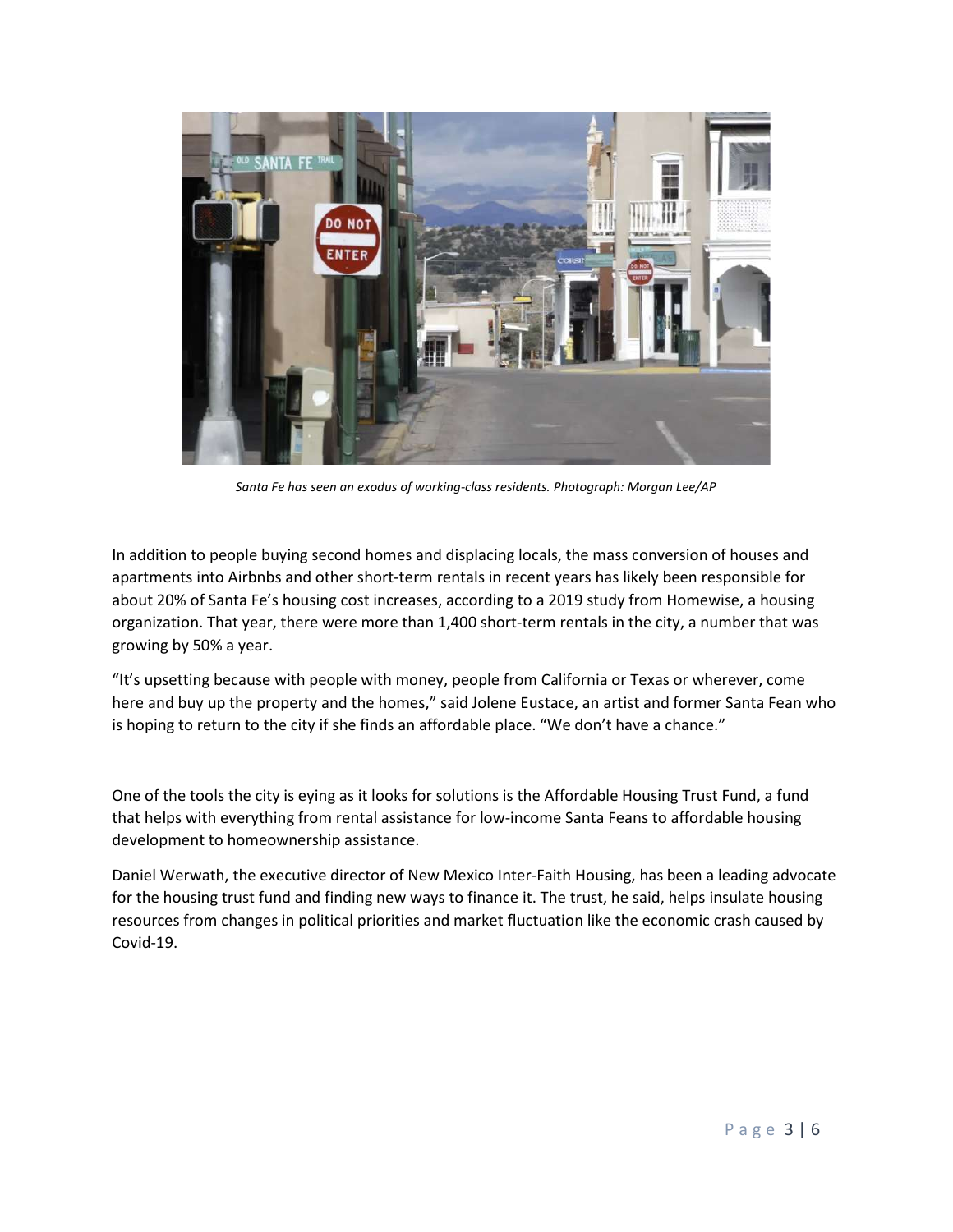*Santa Fe has seen an exodus of working-class residents. Photograph: Morgan Lee/AP*

In addition to people buying second homes and displacing locals, the mass conversion of houses and apartments into Airbnbs and other short-term rentals in recent years has likely been responsible for about 20% of Santa Fe's housing cost increases, according to a 2019 study from Homewise, a housing organization. That year, there were more than 1,400 short-term rentals in the city, a number that was growing by 50% a year.

"It's upsetting because with people with money, people from California or Texas or wherever, come here and buy up the property and the homes," said Jolene Eustace, an artist and former Santa Fean who is hoping to return to the city if she finds an affordable place. "We don't have a chance."

One of the tools the city is eying as it looks for solutions is the Affordable Housing Trust Fund, a fund that helps with everything from rental assistance for low-income Santa Feans to affordable housing development to homeownership assistance.

Daniel Werwath, the executive director of New Mexico Inter-Faith Housing, has been a leading advocate for the housing trust fund and finding new ways to finance it. The trust, he said, helps insulate housing resources from changes in political priorities and market fluctuation like the economic crash caused by Covid-19.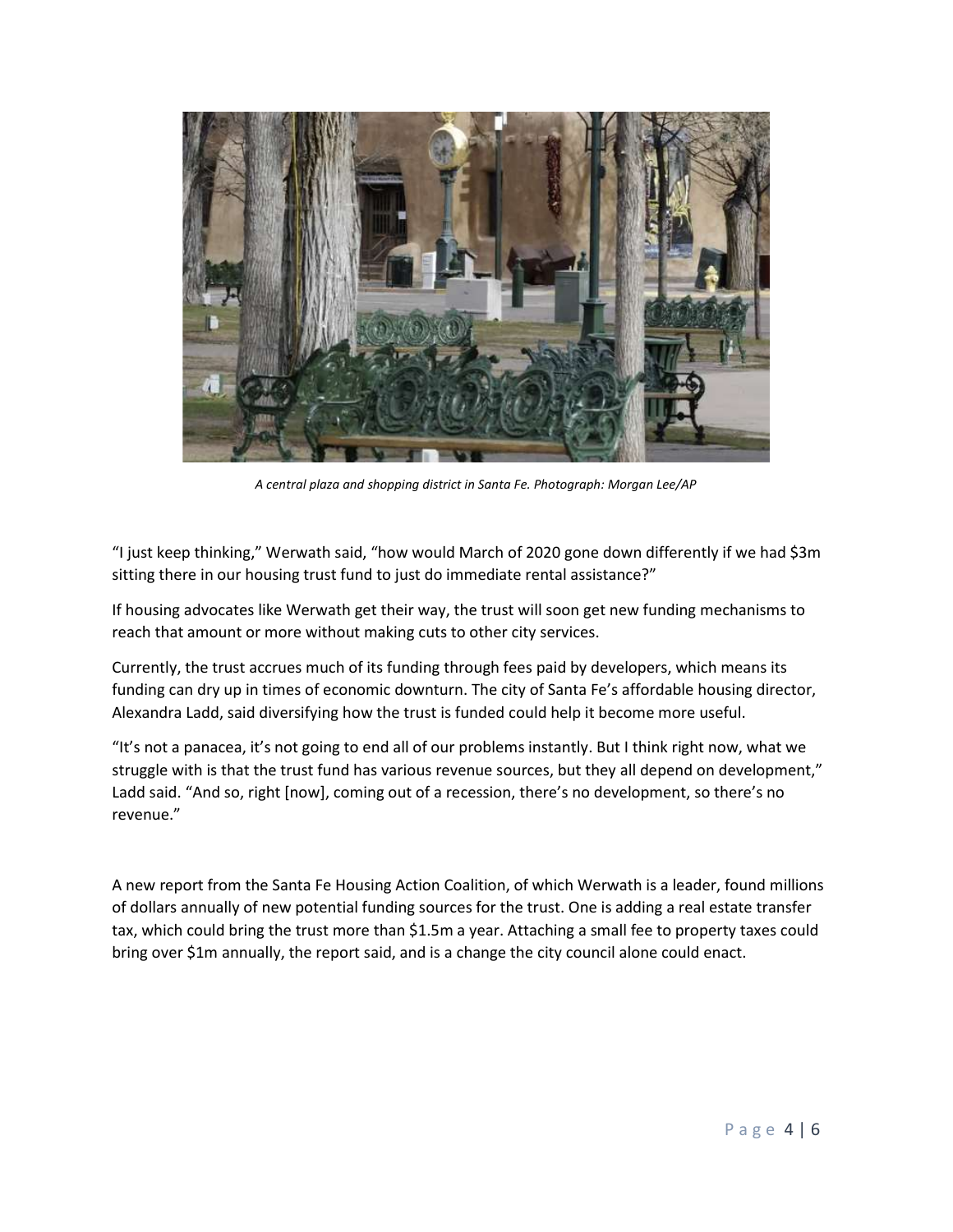*A central plaza and shopping district in Santa Fe. Photograph: Morgan Lee/AP*

“I just keep thinking,” Werwath said, “how would March of 2020 gone down differently if we had $3m sitting there in our housing trust fund to just do immediate rental assistance?”

If housing advocates like Werwath get their way, the trust will soon get new funding mechanisms to reach that amount or more without making cuts to other city services.

Currently, the trust accrues much of its funding through fees paid by developers, which means its funding can dry up in times of economic downturn. The city of Santa Fe’s affordable housing director, Alexandra Ladd, said diversifying how the trust is funded could help it become more useful.

“It’s not a panacea, it’s not going to end all of our problems instantly. But I think right now, what we struggle with is that the trust fund has various revenue sources, but they all depend on development,” Ladd said. “And so, right [now], coming out of a recession, there’s no development, so there’s no revenue.”

A new report from the Santa Fe Housing Action Coalition, of which Werwath is a leader, found millions of dollars annually of new potential funding sources for the trust. One is adding a real estate transfer tax, which could bring the trust more than $1.5m a year. Attaching a small fee to property taxes could bring over $1m annually, the report said, and is a change the city council alone could enact.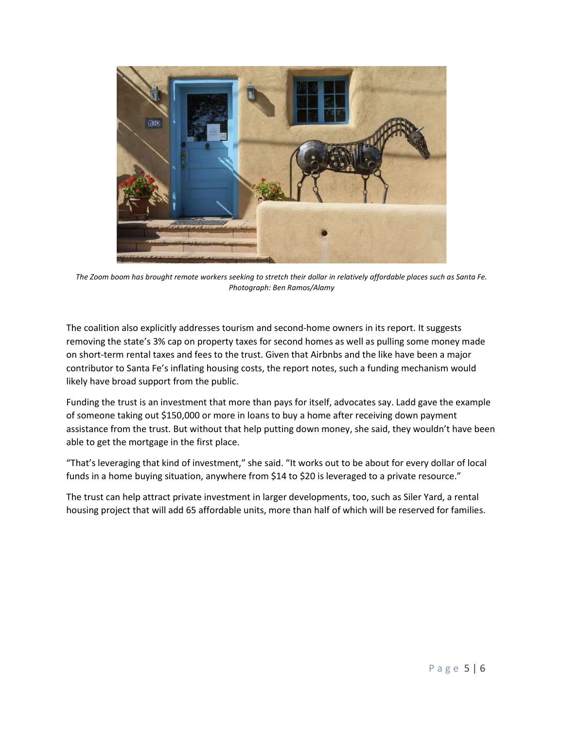*The Zoom boom has brought remote workers seeking to stretch their dollar in relatively affordable places such as Santa Fe. Photograph: Ben Ramos/Alamy*

The coalition also explicitly addresses tourism and second-home owners in its report. It suggests removing the state's 3% cap on property taxes for second homes as well as pulling some money made on short-term rental taxes and fees to the trust. Given that Airbnbs and the like have been a major contributor to Santa Fe's inflating housing costs, the report notes, such a funding mechanism would likely have broad support from the public.

Funding the trust is an investment that more than pays for itself, advocates say. Ladd gave the example of someone taking out $150,000 or more in loans to buy a home after receiving down payment assistance from the trust. But without that help putting down money, she said, they wouldn't have been able to get the mortgage in the first place.

"That's leveraging that kind of investment," she said. "It works out to be about for every dollar of local funds in a home buying situation, anywhere from $14 to $20 is leveraged to a private resource."

The trust can help attract private investment in larger developments, too, such as Siler Yard, a rental housing project that will add 65 affordable units, more than half of which will be reserved for families.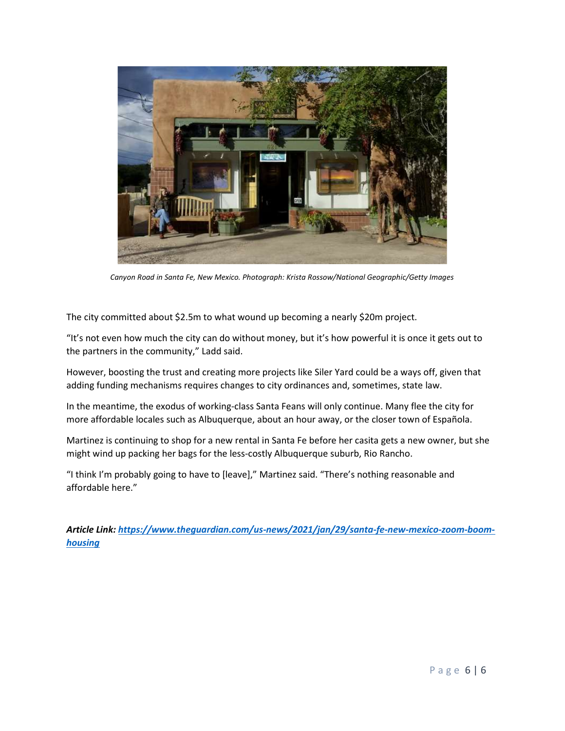*Canyon Road in Santa Fe, New Mexico. Photograph: Krista Rossow/National Geographic/Getty Images*

The city committed about $2.5m to what wound up becoming a nearly $20m project.

"It's not even how much the city can do without money, but it's how powerful it is once it gets out to the partners in the community," Ladd said.

However, boosting the trust and creating more projects like Siler Yard could be a ways off, given that adding funding mechanisms requires changes to city ordinances and, sometimes, state law.

In the meantime, the exodus of working-class Santa Feans will only continue. Many flee the city for more affordable locales such as Albuquerque, about an hour away, or the closer town of Española.

Martinez is continuing to shop for a new rental in Santa Fe before her casita gets a new owner, but she might wind up packing her bags for the less-costly Albuquerque suburb, Rio Rancho.

"I think I'm probably going to have to [leave]," Martinez said. "There's nothing reasonable and affordable here."

***Article Link: [https://www.theguardian.com/us-news/2021/jan/29/santa-fe-new-mexico-zoom-boom-housing](https://www.theguardian.com/us-news/2021/jan/29/santa-fe-new-mexico-zoom-boom-housing)***